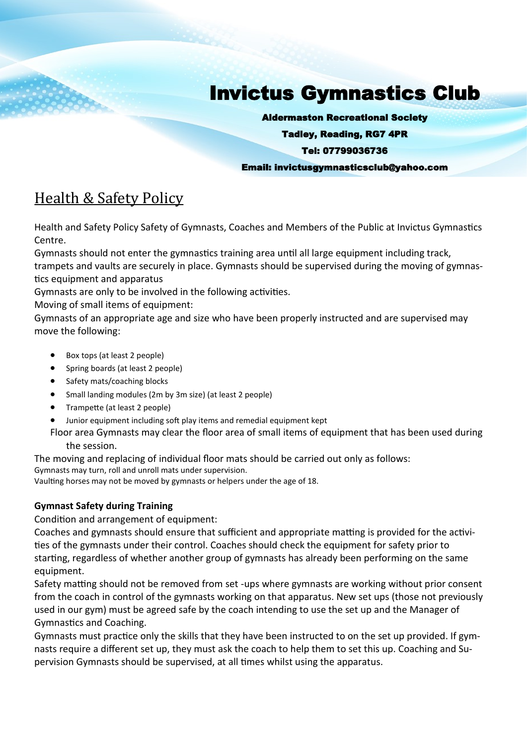# Invictus Gymnastics Club

**Aldermaston Recreational Society**

**Tadley, Reading, RG7 4PR**

**Tel: 07799036736**

**Email: invictusgymnasticsclub@yahoo.com**

## Health & Safety Policy

Health and Safety Policy Safety of Gymnasts, Coaches and Members of the Public at Invictus Gymnastics Centre.

Gymnasts should not enter the gymnastics training area until all large equipment including track, trampets and vaults are securely in place. Gymnasts should be supervised during the moving of gymnastics equipment and apparatus

Gymnasts are only to be involved in the following activities.

Moving of small items of equipment:

Gymnasts of an appropriate age and size who have been properly instructed and are supervised may move the following:

- Box tops (at least 2 people)
- Spring boards (at least 2 people)
- Safety mats/coaching blocks
- Small landing modules (2m by 3m size) (at least 2 people)
- Trampette (at least 2 people)
- Junior equipment including soft play items and remedial equipment kept

Floor area Gymnasts may clear the floor area of small items of equipment that has been used during the session.

The moving and replacing of individual floor mats should be carried out only as follows:

Gymnasts may turn, roll and unroll mats under supervision.

Vaulting horses may not be moved by gymnasts or helpers under the age of 18.

**Gymnast Safety during Training**

Condition and arrangement of equipment:

Coaches and gymnasts should ensure that sufficient and appropriate matting is provided for the activities of the gymnasts under their control. Coaches should check the equipment for safety prior to starting, regardless of whether another group of gymnasts has already been performing on the same equipment.

Safety matting should not be removed from set -ups where gymnasts are working without prior consent from the coach in control of the gymnasts working on that apparatus. New set ups (those not previously used in our gym) must be agreed safe by the coach intending to use the set up and the Manager of Gymnastics and Coaching.

Gymnasts must practice only the skills that they have been instructed to on the set up provided. If gymnasts require a different set up, they must ask the coach to help them to set this up. Coaching and Supervision Gymnasts should be supervised, at all times whilst using the apparatus.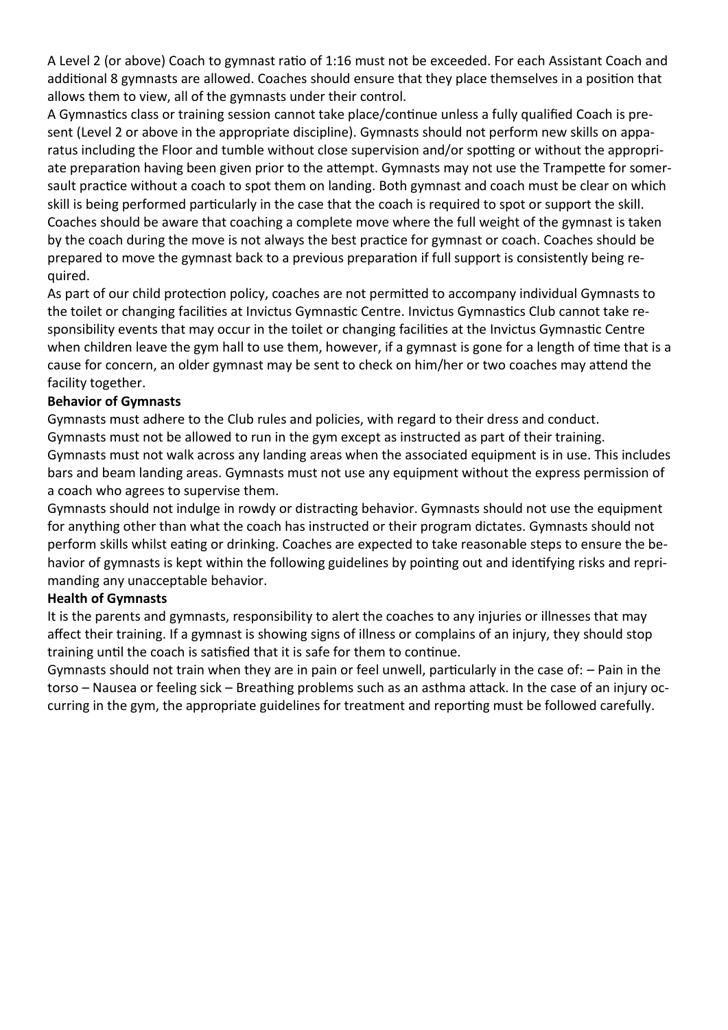A Level 2 (or above) Coach to gymnast ratio of 1:16 must not be exceeded. For each Assistant Coach and additional 8 gymnasts are allowed. Coaches should ensure that they place themselves in a position that allows them to view, all of the gymnasts under their control.

A Gymnastics class or training session cannot take place/continue unless a fully qualified Coach is present (Level 2 or above in the appropriate discipline). Gymnasts should not perform new skills on apparatus including the Floor and tumble without close supervision and/or spotting or without the appropriate preparation having been given prior to the attempt. Gymnasts may not use the Trampette for somersault practice without a coach to spot them on landing. Both gymnast and coach must be clear on which skill is being performed particularly in the case that the coach is required to spot or support the skill. Coaches should be aware that coaching a complete move where the full weight of the gymnast is taken by the coach during the move is not always the best practice for gymnast or coach. Coaches should be prepared to move the gymnast back to a previous preparation if full support is consistently being required.

As part of our child protection policy, coaches are not permitted to accompany individual Gymnasts to the toilet or changing facilities at Invictus Gymnastic Centre. Invictus Gymnastics Club cannot take responsibility events that may occur in the toilet or changing facilities at the Invictus Gymnastic Centre when children leave the gym hall to use them, however, if a gymnast is gone for a length of time that is a cause for concern, an older gymnast may be sent to check on him/her or two coaches may attend the facility together.

**Behavior of Gymnasts**

Gymnasts must adhere to the Club rules and policies, with regard to their dress and conduct.

Gymnasts must not be allowed to run in the gym except as instructed as part of their training.

Gymnasts must not walk across any landing areas when the associated equipment is in use. This includes bars and beam landing areas. Gymnasts must not use any equipment without the express permission of a coach who agrees to supervise them.

Gymnasts should not indulge in rowdy or distracting behavior. Gymnasts should not use the equipment for anything other than what the coach has instructed or their program dictates. Gymnasts should not perform skills whilst eating or drinking. Coaches are expected to take reasonable steps to ensure the behavior of gymnasts is kept within the following guidelines by pointing out and identifying risks and reprimanding any unacceptable behavior.

**Health of Gymnasts**

It is the parents and gymnasts, responsibility to alert the coaches to any injuries or illnesses that may affect their training. If a gymnast is showing signs of illness or complains of an injury, they should stop training until the coach is satisfied that it is safe for them to continue.

Gymnasts should not train when they are in pain or feel unwell, particularly in the case of: – Pain in the torso – Nausea or feeling sick – Breathing problems such as an asthma attack. In the case of an injury occurring in the gym, the appropriate guidelines for treatment and reporting must be followed carefully.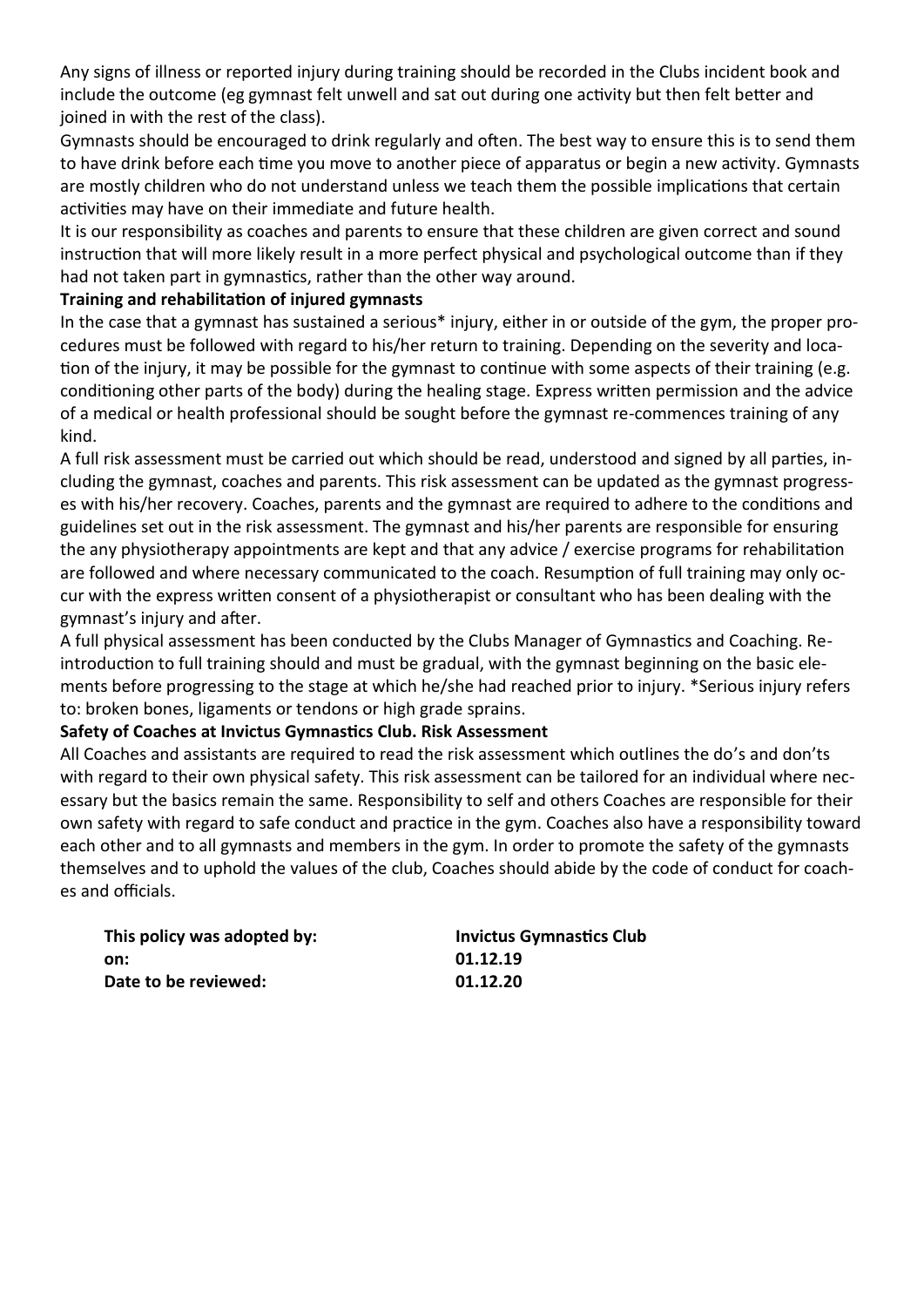Any signs of illness or reported injury during training should be recorded in the Clubs incident book and include the outcome (eg gymnast felt unwell and sat out during one activity but then felt better and joined in with the rest of the class).

Gymnasts should be encouraged to drink regularly and often. The best way to ensure this is to send them to have drink before each time you move to another piece of apparatus or begin a new activity. Gymnasts are mostly children who do not understand unless we teach them the possible implications that certain activities may have on their immediate and future health.

It is our responsibility as coaches and parents to ensure that these children are given correct and sound instruction that will more likely result in a more perfect physical and psychological outcome than if they had not taken part in gymnastics, rather than the other way around.

**Training and rehabilitation of injured gymnasts**

In the case that a gymnast has sustained a serious* injury, either in or outside of the gym, the proper procedures must be followed with regard to his/her return to training. Depending on the severity and location of the injury, it may be possible for the gymnast to continue with some aspects of their training (e.g. conditioning other parts of the body) during the healing stage. Express written permission and the advice of a medical or health professional should be sought before the gymnast re-commences training of any kind.

A full risk assessment must be carried out which should be read, understood and signed by all parties, including the gymnast, coaches and parents. This risk assessment can be updated as the gymnast progresses with his/her recovery. Coaches, parents and the gymnast are required to adhere to the conditions and guidelines set out in the risk assessment. The gymnast and his/her parents are responsible for ensuring the any physiotherapy appointments are kept and that any advice / exercise programs for rehabilitation are followed and where necessary communicated to the coach. Resumption of full training may only occur with the express written consent of a physiotherapist or consultant who has been dealing with the gymnast's injury and after.

A full physical assessment has been conducted by the Clubs Manager of Gymnastics and Coaching. Reintroduction to full training should and must be gradual, with the gymnast beginning on the basic elements before progressing to the stage at which he/she had reached prior to injury. *Serious injury refers to: broken bones, ligaments or tendons or high grade sprains.

**Safety of Coaches at Invictus Gymnastics Club. Risk Assessment**

All Coaches and assistants are required to read the risk assessment which outlines the do's and don'ts with regard to their own physical safety. This risk assessment can be tailored for an individual where necessary but the basics remain the same. Responsibility to self and others Coaches are responsible for their own safety with regard to safe conduct and practice in the gym. Coaches also have a responsibility toward each other and to all gymnasts and members in the gym. In order to promote the safety of the gymnasts themselves and to uphold the values of the club, Coaches should abide by the code of conduct for coaches and officials.

| | |
|---|---|
| **This policy was adopted by:** | **Invictus Gymnastics Club** |
| **on:** | **01.12.19** |
| **Date to be reviewed:** | **01.12.20** |